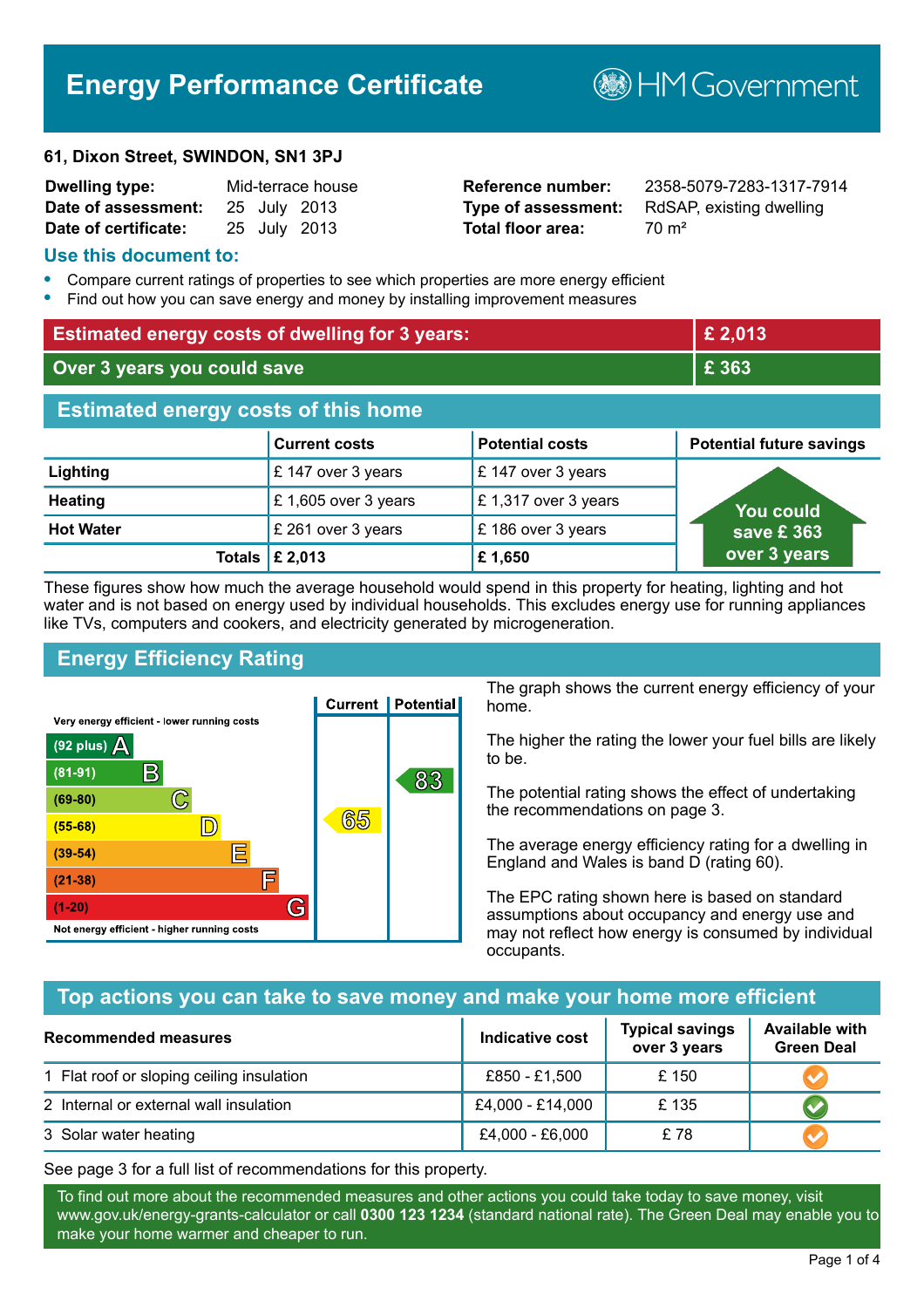# Energy Performance Certificate

HM Government

**61, Dixon Street, SWINDON, SN1 3PJ**

| | | | |
|---|---|---|---|
| **Dwelling type:** | Mid-terrace house | **Reference number:** | 2358-5079-7283-1317-7914 |
| **Date of assessment:** | 25 July 2013 | **Type of assessment:** | RdSAP, existing dwelling |
| **Date of certificate:** | 25 July 2013 | **Total floor area:** | 70 m² |

## Use this document to:

- Compare current ratings of properties to see which properties are more energy efficient
- Find out how you can save energy and money by installing improvement measures

| | |
|---|---|
| **Estimated energy costs of dwelling for 3 years:** | **£ 2,013** |
| **Over 3 years you could save** | **£ 363** |

## Estimated energy costs of this home

| | Current costs | Potential costs | Potential future savings |
|---|---|---|---|
| **Lighting** | £ 147 over 3 years | £ 147 over 3 years | You could save £ 363 over 3 years |
| **Heating** | £ 1,605 over 3 years | £ 1,317 over 3 years | |
| **Hot Water** | £ 261 over 3 years | £ 186 over 3 years | |
| **Totals** | **£ 2,013** | **£ 1,650** | |

These figures show how much the average household would spend in this property for heating, lighting and hot water and is not based on energy used by individual households. This excludes energy use for running appliances like TVs, computers and cookers, and electricity generated by microgeneration.

## Energy Efficiency Rating

| Rating | Current | Potential |
|---|---|---|
| Very energy efficient - lower running costs | | |
| (92 plus) A | | |
| (81-91) B | | 83 |
| (69-80) C | | |
| (55-68) D | 65 | |
| (39-54) E | | |
| (21-38) F | | |
| (1-20) G | | |
| Not energy efficient - higher running costs | | |

The graph shows the current energy efficiency of your home.

The higher the rating the lower your fuel bills are likely to be.

The potential rating shows the effect of undertaking the recommendations on page 3.

The average energy efficiency rating for a dwelling in England and Wales is band D (rating 60).

The EPC rating shown here is based on standard assumptions about occupancy and energy use and may not reflect how energy is consumed by individual occupants.

## Top actions you can take to save money and make your home more efficient

| Recommended measures | Indicative cost | Typical savings over 3 years | Available with Green Deal |
|---|---|---|---|
| 1 Flat roof or sloping ceiling insulation | £850 - £1,500 | £ 150 | ✔ |
| 2 Internal or external wall insulation | £4,000 - £14,000 | £ 135 | ✔ |
| 3 Solar water heating | £4,000 - £6,000 | £ 78 | ✔ |

See page 3 for a full list of recommendations for this property.

To find out more about the recommended measures and other actions you could take today to save money, visit www.gov.uk/energy-grants-calculator or call **0300 123 1234** (standard national rate). The Green Deal may enable you to make your home warmer and cheaper to run.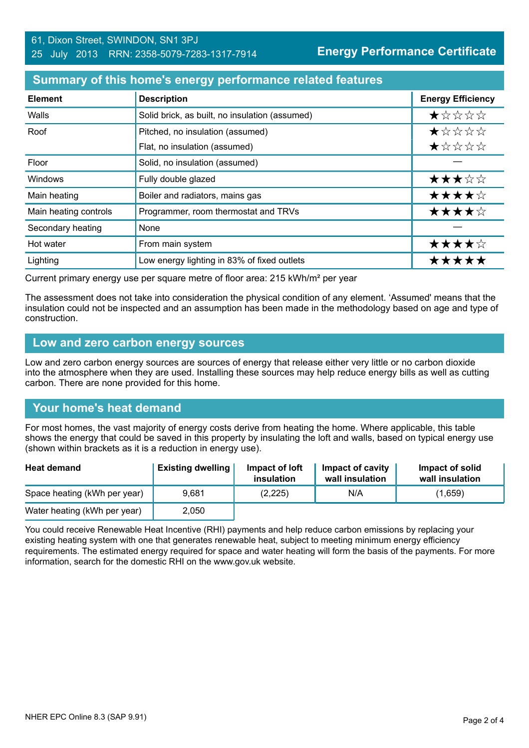61, Dixon Street, SWINDON, SN1 3PJ
25 July 2013 RRN: 2358-5079-7283-1317-7914

**Energy Performance Certificate**

## Summary of this home's energy performance related features

| Element | Description | Energy Efficiency |
|---|---|---|
| Walls | Solid brick, as built, no insulation (assumed) | ★☆☆☆☆ |
| Roof | Pitched, no insulation (assumed) | ★☆☆☆☆ |
| | Flat, no insulation (assumed) | ★☆☆☆☆ |
| Floor | Solid, no insulation (assumed) | — |
| Windows | Fully double glazed | ★★★☆☆ |
| Main heating | Boiler and radiators, mains gas | ★★★★☆ |
| Main heating controls | Programmer, room thermostat and TRVs | ★★★★☆ |
| Secondary heating | None | — |
| Hot water | From main system | ★★★★☆ |
| Lighting | Low energy lighting in 83% of fixed outlets | ★★★★★ |

Current primary energy use per square metre of floor area: 215 kWh/m² per year

The assessment does not take into consideration the physical condition of any element. 'Assumed' means that the insulation could not be inspected and an assumption has been made in the methodology based on age and type of construction.

## Low and zero carbon energy sources

Low and zero carbon energy sources are sources of energy that release either very little or no carbon dioxide into the atmosphere when they are used. Installing these sources may help reduce energy bills as well as cutting carbon. There are none provided for this home.

## Your home's heat demand

For most homes, the vast majority of energy costs derive from heating the home. Where applicable, this table shows the energy that could be saved in this property by insulating the loft and walls, based on typical energy use (shown within brackets as it is a reduction in energy use).

| Heat demand | Existing dwelling | Impact of loft insulation | Impact of cavity wall insulation | Impact of solid wall insulation |
|---|---|---|---|---|
| Space heating (kWh per year) | 9,681 | (2,225) | N/A | (1,659) |
| Water heating (kWh per year) | 2,050 | | | |

You could receive Renewable Heat Incentive (RHI) payments and help reduce carbon emissions by replacing your existing heating system with one that generates renewable heat, subject to meeting minimum energy efficiency requirements. The estimated energy required for space and water heating will form the basis of the payments. For more information, search for the domestic RHI on the www.gov.uk website.

NHER EPC Online 8.3 (SAP 9.91)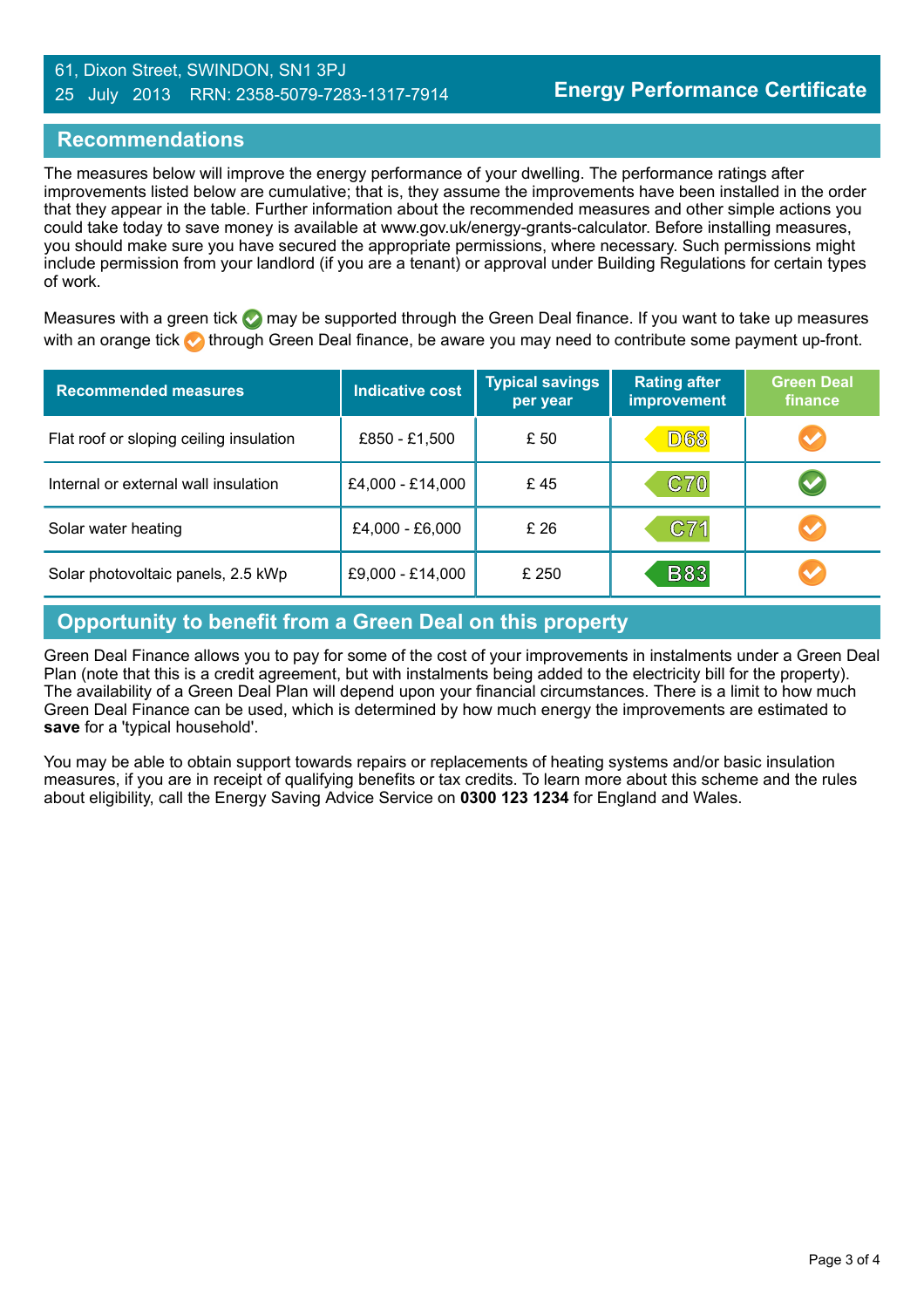61, Dixon Street, SWINDON, SN1 3PJ
25 July 2013 RRN: 2358-5079-7283-1317-7914

**Energy Performance Certificate**

## Recommendations

The measures below will improve the energy performance of your dwelling. The performance ratings after improvements listed below are cumulative; that is, they assume the improvements have been installed in the order that they appear in the table. Further information about the recommended measures and other simple actions you could take today to save money is available at www.gov.uk/energy-grants-calculator. Before installing measures, you should make sure you have secured the appropriate permissions, where necessary. Such permissions might include permission from your landlord (if you are a tenant) or approval under Building Regulations for certain types of work.

Measures with a green tick may be supported through the Green Deal finance. If you want to take up measures with an orange tick through Green Deal finance, be aware you may need to contribute some payment up-front.

| Recommended measures | Indicative cost | Typical savings per year | Rating after improvement | Green Deal finance |
|---|---|---|---|---|
| Flat roof or sloping ceiling insulation | £850 - £1,500 | £ 50 | D68 | Orange tick |
| Internal or external wall insulation | £4,000 - £14,000 | £ 45 | C70 | Green tick |
| Solar water heating | £4,000 - £6,000 | £ 26 | C71 | Orange tick |
| Solar photovoltaic panels, 2.5 kWp | £9,000 - £14,000 | £ 250 | B83 | Orange tick |

## Opportunity to benefit from a Green Deal on this property

Green Deal Finance allows you to pay for some of the cost of your improvements in instalments under a Green Deal Plan (note that this is a credit agreement, but with instalments being added to the electricity bill for the property). The availability of a Green Deal Plan will depend upon your financial circumstances. There is a limit to how much Green Deal Finance can be used, which is determined by how much energy the improvements are estimated to **save** for a 'typical household'.

You may be able to obtain support towards repairs or replacements of heating systems and/or basic insulation measures, if you are in receipt of qualifying benefits or tax credits. To learn more about this scheme and the rules about eligibility, call the Energy Saving Advice Service on **0300 123 1234** for England and Wales.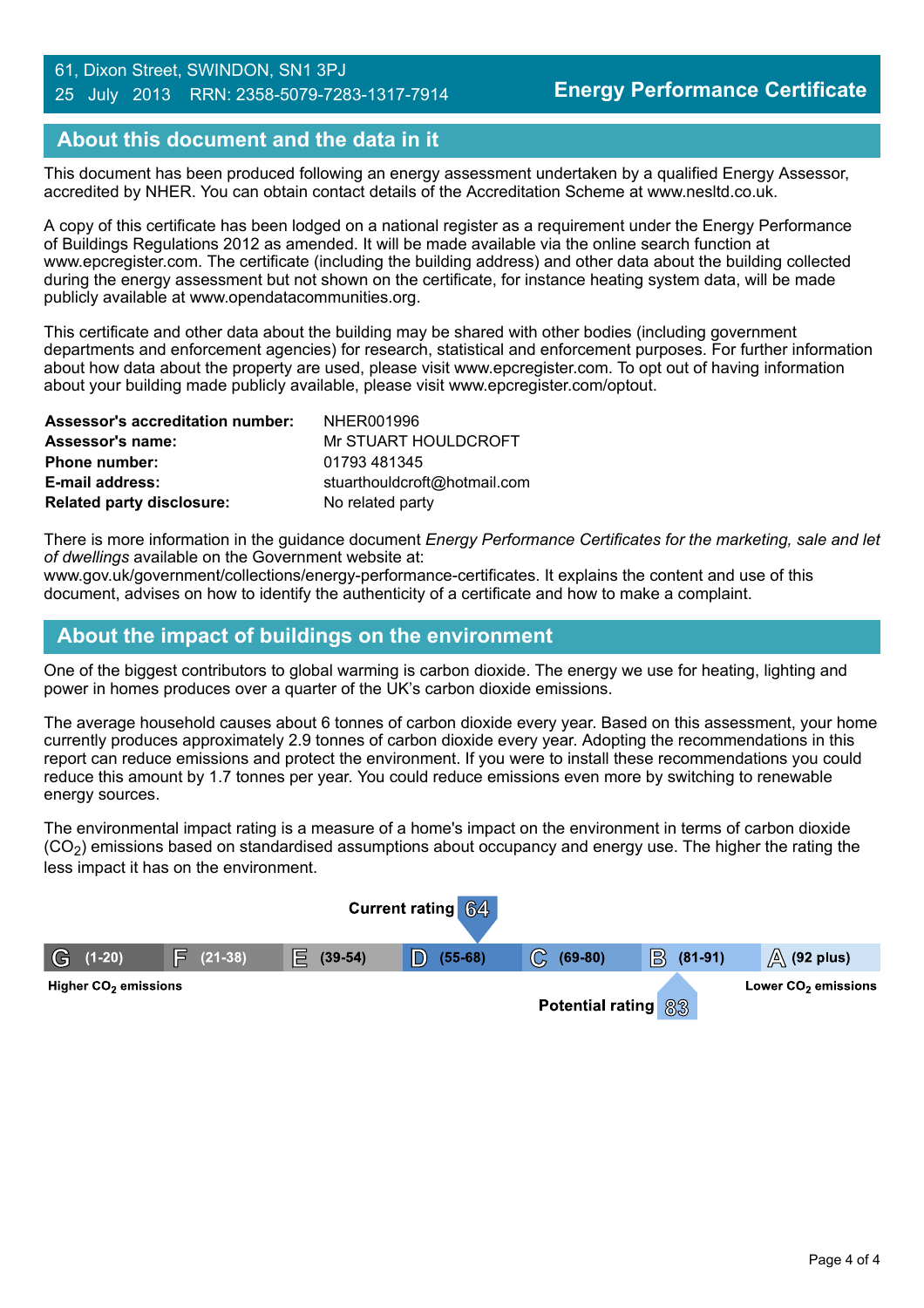61, Dixon Street, SWINDON, SN1 3PJ
25 July 2013 RRN: 2358-5079-7283-1317-7914

**Energy Performance Certificate**

## About this document and the data in it

This document has been produced following an energy assessment undertaken by a qualified Energy Assessor, accredited by NHER. You can obtain contact details of the Accreditation Scheme at www.nesltd.co.uk.

A copy of this certificate has been lodged on a national register as a requirement under the Energy Performance of Buildings Regulations 2012 as amended. It will be made available via the online search function at www.epcregister.com. The certificate (including the building address) and other data about the building collected during the energy assessment but not shown on the certificate, for instance heating system data, will be made publicly available at www.opendatacommunities.org.

This certificate and other data about the building may be shared with other bodies (including government departments and enforcement agencies) for research, statistical and enforcement purposes. For further information about how data about the property are used, please visit www.epcregister.com. To opt out of having information about your building made publicly available, please visit www.epcregister.com/optout.

| | |
|---|---|
| **Assessor's accreditation number:** | NHER001996 |
| **Assessor's name:** | Mr STUART HOULDCROFT |
| **Phone number:** | 01793 481345 |
| **E-mail address:** | stuarthouldcroft@hotmail.com |
| **Related party disclosure:** | No related party |

There is more information in the guidance document *Energy Performance Certificates for the marketing, sale and let of dwellings* available on the Government website at: www.gov.uk/government/collections/energy-performance-certificates. It explains the content and use of this document, advises on how to identify the authenticity of a certificate and how to make a complaint.

## About the impact of buildings on the environment

One of the biggest contributors to global warming is carbon dioxide. The energy we use for heating, lighting and power in homes produces over a quarter of the UK's carbon dioxide emissions.

The average household causes about 6 tonnes of carbon dioxide every year. Based on this assessment, your home currently produces approximately 2.9 tonnes of carbon dioxide every year. Adopting the recommendations in this report can reduce emissions and protect the environment. If you were to install these recommendations you could reduce this amount by 1.7 tonnes per year. You could reduce emissions even more by switching to renewable energy sources.

The environmental impact rating is a measure of a home's impact on the environment in terms of carbon dioxide ($CO_2$) emissions based on standardised assumptions about occupancy and energy use. The higher the rating the less impact it has on the environment.

Current rating 64

G (1-20)
F (21-38)
E (39-54)
D (55-68)
C (69-80)
B (81-91)
A (92 plus)

Higher $CO_2$ emissions
Lower $CO_2$ emissions

Potential rating 83